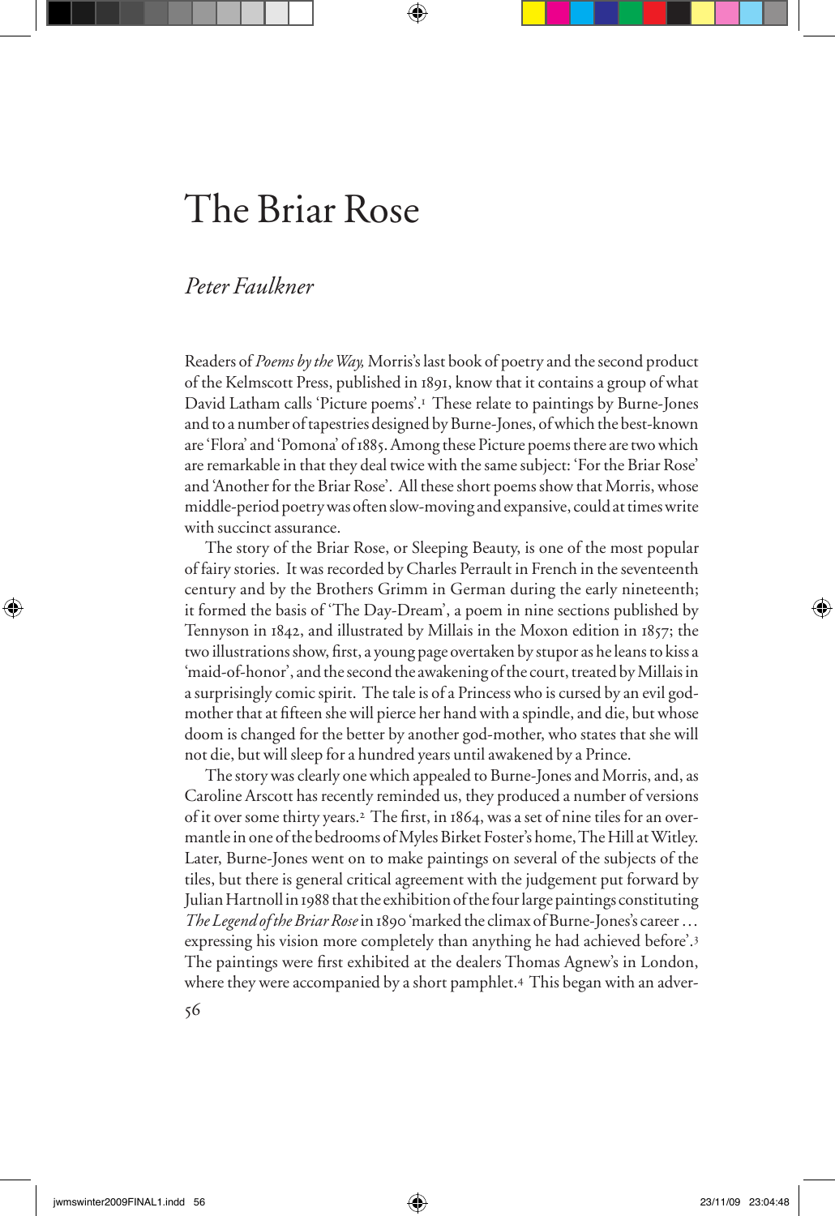# The Briar Rose

*Peter Faulkner*

Readers of *Poems by the Way,* Morris's last book of poetry and the second product of the Kelmscott Press, published in 1891, know that it contains a group of what David Latham calls 'Picture poems'.[1] These relate to paintings by Burne-Jones and to a number of tapestries designed by Burne-Jones, of which the best-known are 'Flora' and 'Pomona' of 1885. Among these Picture poems there are two which are remarkable in that they deal twice with the same subject: 'For the Briar Rose' and 'Another for the Briar Rose'. All these short poems show that Morris, whose middle-period poetry was often slow-moving and expansive, could at times write with succinct assurance.

The story of the Briar Rose, or Sleeping Beauty, is one of the most popular of fairy stories. It was recorded by Charles Perrault in French in the seventeenth century and by the Brothers Grimm in German during the early nineteenth; it formed the basis of 'The Day-Dream', a poem in nine sections published by Tennyson in 1842, and illustrated by Millais in the Moxon edition in 1857; the two illustrations show, first, a young page overtaken by stupor as he leans to kiss a 'maid-of-honor', and the second the awakening of the court, treated by Millais in a surprisingly comic spirit. The tale is of a Princess who is cursed by an evil god-mother that at fifteen she will pierce her hand with a spindle, and die, but whose doom is changed for the better by another god-mother, who states that she will not die, but will sleep for a hundred years until awakened by a Prince.

The story was clearly one which appealed to Burne-Jones and Morris, and, as Caroline Arscott has recently reminded us, they produced a number of versions of it over some thirty years.[2] The first, in 1864, was a set of nine tiles for an over-mantle in one of the bedrooms of Myles Birket Foster's home, The Hill at Witley. Later, Burne-Jones went on to make paintings on several of the subjects of the tiles, but there is general critical agreement with the judgement put forward by Julian Hartnoll in 1988 that the exhibition of the four large paintings constituting *The Legend of the Briar Rose* in 1890 'marked the climax of Burne-Jones's career … expressing his vision more completely than anything he had achieved before'.[3] The paintings were first exhibited at the dealers Thomas Agnew's in London, where they were accompanied by a short pamphlet.[4] This began with an adver-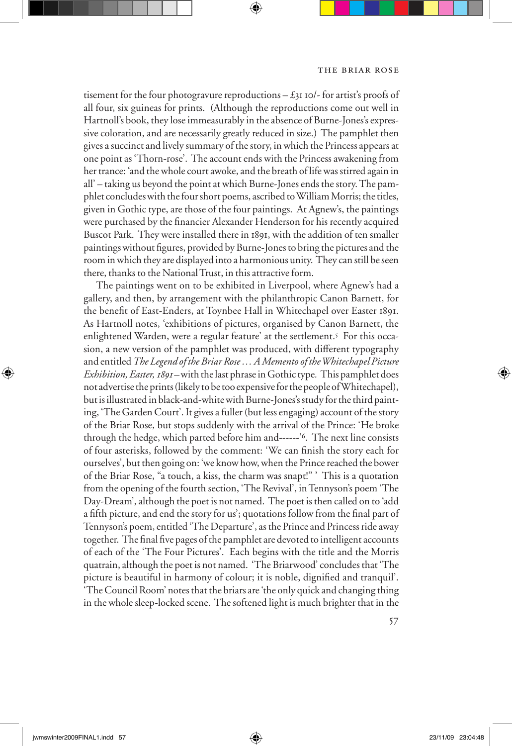tisement for the four photogravure reproductions – £31 10/- for artist's proofs of all four, six guineas for prints. (Although the reproductions come out well in Hartnoll's book, they lose immeasurably in the absence of Burne-Jones's expressive coloration, and are necessarily greatly reduced in size.) The pamphlet then gives a succinct and lively summary of the story, in which the Princess appears at one point as 'Thorn-rose'. The account ends with the Princess awakening from her trance: 'and the whole court awoke, and the breath of life was stirred again in all' – taking us beyond the point at which Burne-Jones ends the story. The pamphlet concludes with the four short poems, ascribed to William Morris; the titles, given in Gothic type, are those of the four paintings. At Agnew's, the paintings were purchased by the financier Alexander Henderson for his recently acquired Buscot Park. They were installed there in 1891, with the addition of ten smaller paintings without figures, provided by Burne-Jones to bring the pictures and the room in which they are displayed into a harmonious unity. They can still be seen there, thanks to the National Trust, in this attractive form.

The paintings went on to be exhibited in Liverpool, where Agnew's had a gallery, and then, by arrangement with the philanthropic Canon Barnett, for the benefit of East-Enders, at Toynbee Hall in Whitechapel over Easter 1891. As Hartnoll notes, 'exhibitions of pictures, organised by Canon Barnett, the enlightened Warden, were a regular feature' at the settlement.[5] For this occasion, a new version of the pamphlet was produced, with different typography and entitled *The Legend of the Briar Rose … A Memento of the Whitechapel Picture Exhibition, Easter, 1891* – with the last phrase in Gothic type. This pamphlet does not advertise the prints (likely to be too expensive for the people of Whitechapel), but is illustrated in black-and-white with Burne-Jones's study for the third painting, 'The Garden Court'. It gives a fuller (but less engaging) account of the story of the Briar Rose, but stops suddenly with the arrival of the Prince: 'He broke through the hedge, which parted before him and------'[6]. The next line consists of four asterisks, followed by the comment: 'We can finish the story each for ourselves', but then going on: 'we know how, when the Prince reached the bower of the Briar Rose, "a touch, a kiss, the charm was snapt!" ' This is a quotation from the opening of the fourth section, 'The Revival', in Tennyson's poem 'The Day-Dream', although the poet is not named. The poet is then called on to 'add a fifth picture, and end the story for us'; quotations follow from the final part of Tennyson's poem, entitled 'The Departure', as the Prince and Princess ride away together. The final five pages of the pamphlet are devoted to intelligent accounts of each of the 'The Four Pictures'. Each begins with the title and the Morris quatrain, although the poet is not named. 'The Briarwood' concludes that 'The picture is beautiful in harmony of colour; it is noble, dignified and tranquil'. 'The Council Room' notes that the briars are 'the only quick and changing thing in the whole sleep-locked scene. The softened light is much brighter that in the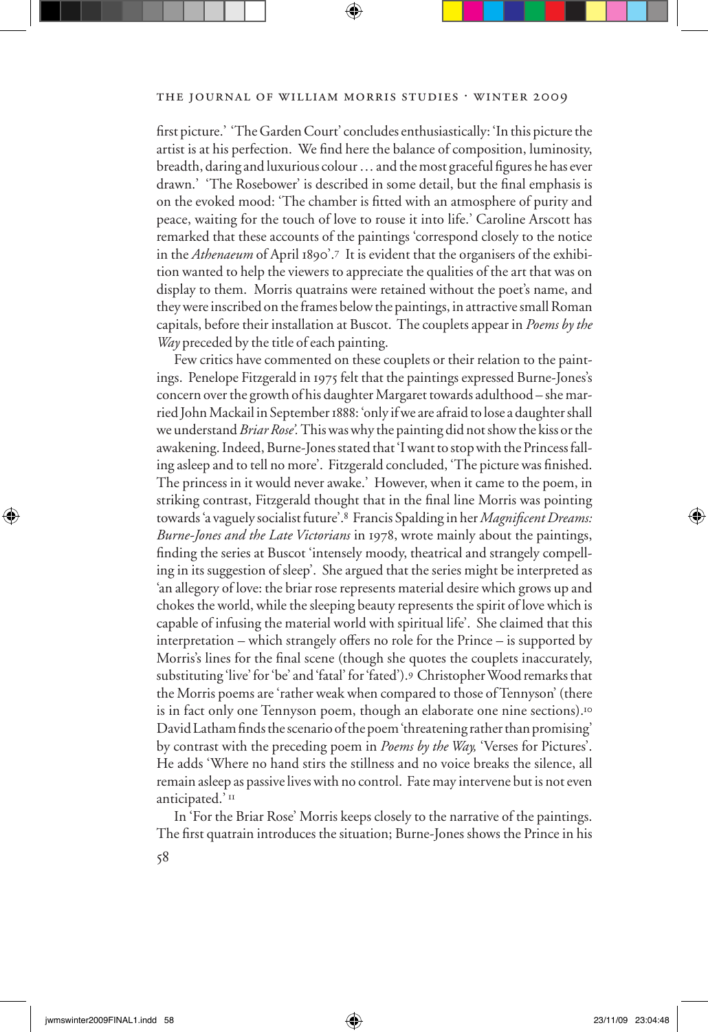first picture.' 'The Garden Court' concludes enthusiastically: 'In this picture the artist is at his perfection. We find here the balance of composition, luminosity, breadth, daring and luxurious colour … and the most graceful figures he has ever drawn.' 'The Rosebower' is described in some detail, but the final emphasis is on the evoked mood: 'The chamber is fitted with an atmosphere of purity and peace, waiting for the touch of love to rouse it into life.' Caroline Arscott has remarked that these accounts of the paintings 'correspond closely to the notice in the *Athenaeum* of April 1890'.[7] It is evident that the organisers of the exhibition wanted to help the viewers to appreciate the qualities of the art that was on display to them. Morris quatrains were retained without the poet's name, and they were inscribed on the frames below the paintings, in attractive small Roman capitals, before their installation at Buscot. The couplets appear in *Poems by the Way* preceded by the title of each painting.

Few critics have commented on these couplets or their relation to the paintings. Penelope Fitzgerald in 1975 felt that the paintings expressed Burne-Jones's concern over the growth of his daughter Margaret towards adulthood – she married John Mackail in September 1888: 'only if we are afraid to lose a daughter shall we understand *Briar Rose*'. This was why the painting did not show the kiss or the awakening. Indeed, Burne-Jones stated that 'I want to stop with the Princess falling asleep and to tell no more'. Fitzgerald concluded, 'The picture was finished. The princess in it would never awake.' However, when it came to the poem, in striking contrast, Fitzgerald thought that in the final line Morris was pointing towards 'a vaguely socialist future'.[8] Francis Spalding in her *Magnificent Dreams: Burne-Jones and the Late Victorians* in 1978, wrote mainly about the paintings, finding the series at Buscot 'intensely moody, theatrical and strangely compelling in its suggestion of sleep'. She argued that the series might be interpreted as 'an allegory of love: the briar rose represents material desire which grows up and chokes the world, while the sleeping beauty represents the spirit of love which is capable of infusing the material world with spiritual life'. She claimed that this interpretation – which strangely offers no role for the Prince – is supported by Morris's lines for the final scene (though she quotes the couplets inaccurately, substituting 'live' for 'be' and 'fatal' for 'fated').[9] Christopher Wood remarks that the Morris poems are 'rather weak when compared to those of Tennyson' (there is in fact only one Tennyson poem, though an elaborate one nine sections).[10] David Latham finds the scenario of the poem 'threatening rather than promising' by contrast with the preceding poem in *Poems by the Way,* 'Verses for Pictures'. He adds 'Where no hand stirs the stillness and no voice breaks the silence, all remain asleep as passive lives with no control. Fate may intervene but is not even anticipated.'[11]

In 'For the Briar Rose' Morris keeps closely to the narrative of the paintings. The first quatrain introduces the situation; Burne-Jones shows the Prince in his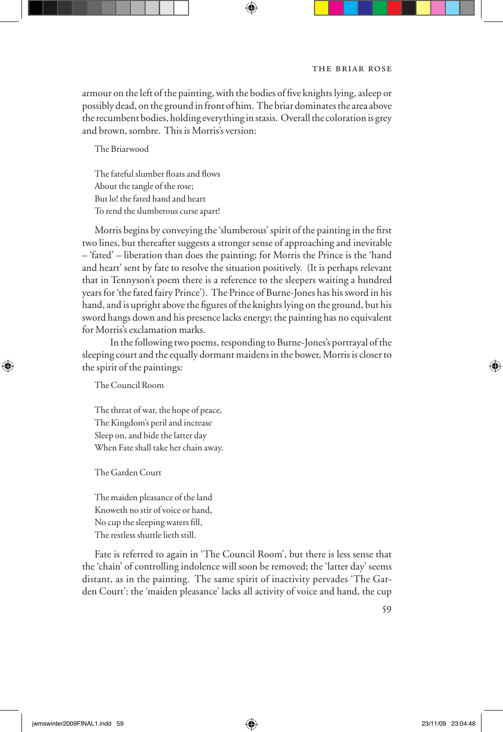armour on the left of the painting, with the bodies of five knights lying, asleep or possibly dead, on the ground in front of him. The briar dominates the area above the recumbent bodies, holding everything in stasis. Overall the coloration is grey and brown, sombre. This is Morris's version:

> The Briarwood
>
> The fateful slumber floats and flows  
> About the tangle of the rose;  
> But lo! the fated hand and heart  
> To rend the slumberous curse apart!

Morris begins by conveying the 'slumberous' spirit of the painting in the first two lines, but thereafter suggests a stronger sense of approaching and inevitable – 'fated' – liberation than does the painting; for Morris the Prince is the 'hand and heart' sent by fate to resolve the situation positively. (It is perhaps relevant that in Tennyson's poem there is a reference to the sleepers waiting a hundred years for 'the fated fairy Prince'). The Prince of Burne-Jones has his sword in his hand, and is upright above the figures of the knights lying on the ground, but his sword hangs down and his presence lacks energy; the painting has no equivalent for Morris's exclamation marks.

In the following two poems, responding to Burne-Jones's portrayal of the sleeping court and the equally dormant maidens in the bower, Morris is closer to the spirit of the paintings:

> The Council Room
>
> The threat of war, the hope of peace,  
> The Kingdom's peril and increase  
> Sleep on, and bide the latter day  
> When Fate shall take her chain away.

> The Garden Court
>
> The maiden pleasance of the land  
> Knoweth no stir of voice or hand,  
> No cup the sleeping waters fill,  
> The restless shuttle lieth still.

Fate is referred to again in 'The Council Room', but there is less sense that the 'chain' of controlling indolence will soon be removed; the 'latter day' seems distant, as in the painting. The same spirit of inactivity pervades 'The Garden Court': the 'maiden pleasance' lacks all activity of voice and hand, the cup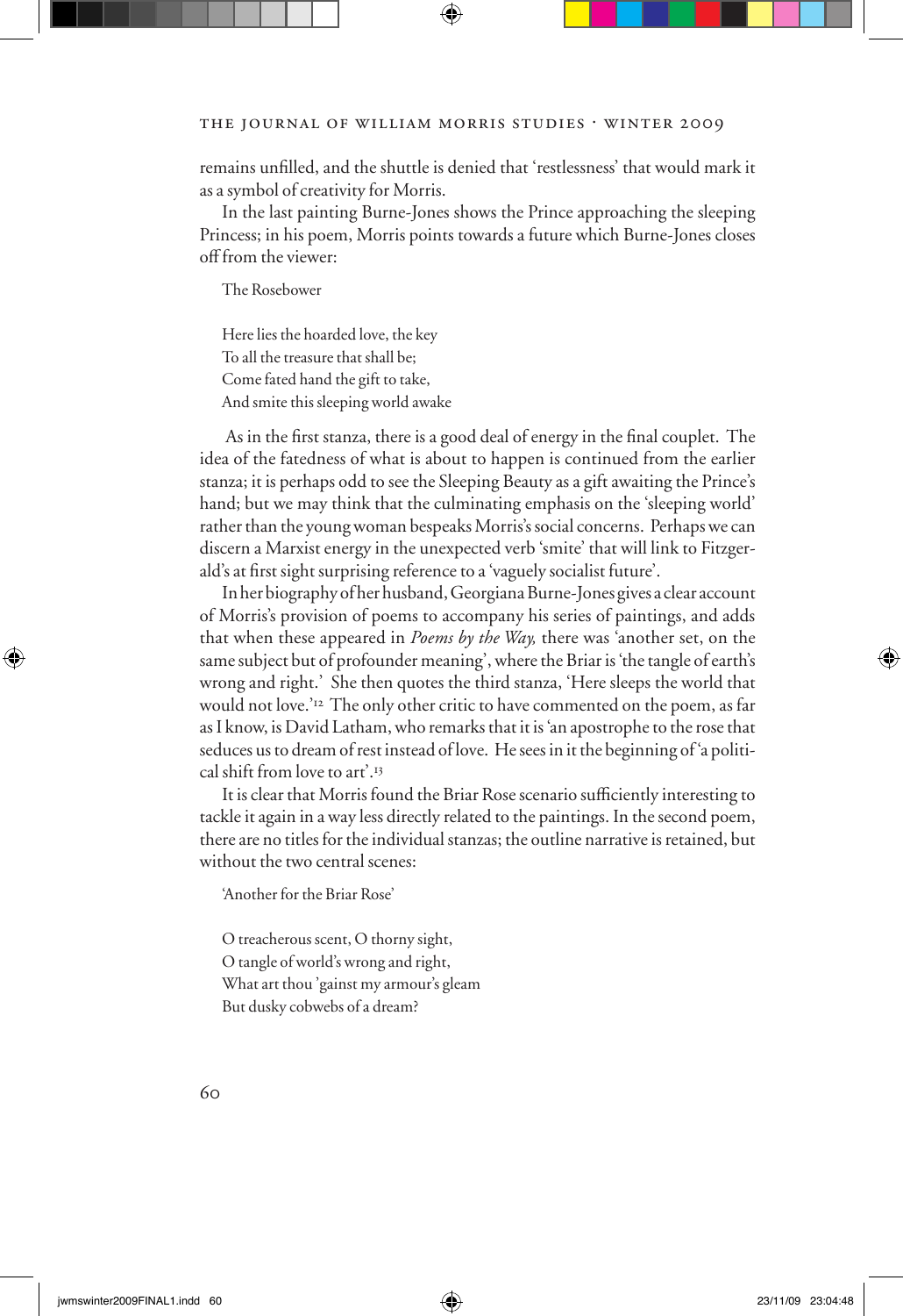remains unfilled, and the shuttle is denied that 'restlessness' that would mark it as a symbol of creativity for Morris.

In the last painting Burne-Jones shows the Prince approaching the sleeping Princess; in his poem, Morris points towards a future which Burne-Jones closes off from the viewer:

> The Rosebower
>
> Here lies the hoarded love, the key
> To all the treasure that shall be;
> Come fated hand the gift to take,
> And smite this sleeping world awake

As in the first stanza, there is a good deal of energy in the final couplet. The idea of the fatedness of what is about to happen is continued from the earlier stanza; it is perhaps odd to see the Sleeping Beauty as a gift awaiting the Prince's hand; but we may think that the culminating emphasis on the 'sleeping world' rather than the young woman bespeaks Morris's social concerns. Perhaps we can discern a Marxist energy in the unexpected verb 'smite' that will link to Fitzgerald's at first sight surprising reference to a 'vaguely socialist future'.

In her biography of her husband, Georgiana Burne-Jones gives a clear account of Morris's provision of poems to accompany his series of paintings, and adds that when these appeared in *Poems by the Way,* there was 'another set, on the same subject but of profounder meaning', where the Briar is 'the tangle of earth's wrong and right.' She then quotes the third stanza, 'Here sleeps the world that would not love.'[12] The only other critic to have commented on the poem, as far as I know, is David Latham, who remarks that it is 'an apostrophe to the rose that seduces us to dream of rest instead of love. He sees in it the beginning of 'a political shift from love to art'.[13]

It is clear that Morris found the Briar Rose scenario sufficiently interesting to tackle it again in a way less directly related to the paintings. In the second poem, there are no titles for the individual stanzas; the outline narrative is retained, but without the two central scenes:

> 'Another for the Briar Rose'
>
> O treacherous scent, O thorny sight,
> O tangle of world's wrong and right,
> What art thou 'gainst my armour's gleam
> But dusky cobwebs of a dream?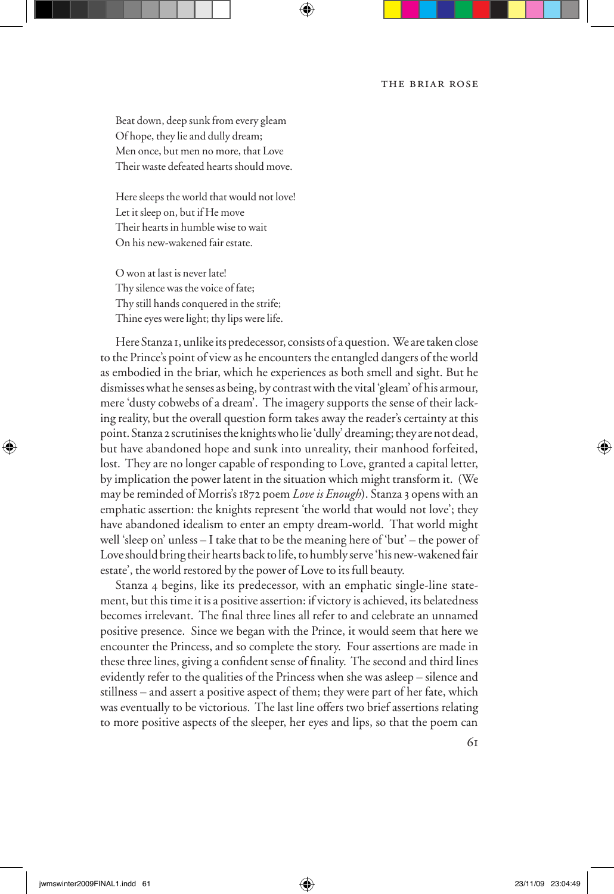Beat down, deep sunk from every gleam  
Of hope, they lie and dully dream;  
Men once, but men no more, that Love  
Their waste defeated hearts should move.

Here sleeps the world that would not love!  
Let it sleep on, but if He move  
Their hearts in humble wise to wait  
On his new-wakened fair estate.

O won at last is never late!  
Thy silence was the voice of fate;  
Thy still hands conquered in the strife;  
Thine eyes were light; thy lips were life.

Here Stanza 1, unlike its predecessor, consists of a question. We are taken close to the Prince's point of view as he encounters the entangled dangers of the world as embodied in the briar, which he experiences as both smell and sight. But he dismisses what he senses as being, by contrast with the vital 'gleam' of his armour, mere 'dusty cobwebs of a dream'. The imagery supports the sense of their lacking reality, but the overall question form takes away the reader's certainty at this point. Stanza 2 scrutinises the knights who lie 'dully' dreaming; they are not dead, but have abandoned hope and sunk into unreality, their manhood forfeited, lost. They are no longer capable of responding to Love, granted a capital letter, by implication the power latent in the situation which might transform it. (We may be reminded of Morris's 1872 poem *Love is Enough*). Stanza 3 opens with an emphatic assertion: the knights represent 'the world that would not love'; they have abandoned idealism to enter an empty dream-world. That world might well 'sleep on' unless – I take that to be the meaning here of 'but' – the power of Love should bring their hearts back to life, to humbly serve 'his new-wakened fair estate', the world restored by the power of Love to its full beauty.

Stanza 4 begins, like its predecessor, with an emphatic single-line statement, but this time it is a positive assertion: if victory is achieved, its belatedness becomes irrelevant. The final three lines all refer to and celebrate an unnamed positive presence. Since we began with the Prince, it would seem that here we encounter the Princess, and so complete the story. Four assertions are made in these three lines, giving a confident sense of finality. The second and third lines evidently refer to the qualities of the Princess when she was asleep – silence and stillness – and assert a positive aspect of them; they were part of her fate, which was eventually to be victorious. The last line offers two brief assertions relating to more positive aspects of the sleeper, her eyes and lips, so that the poem can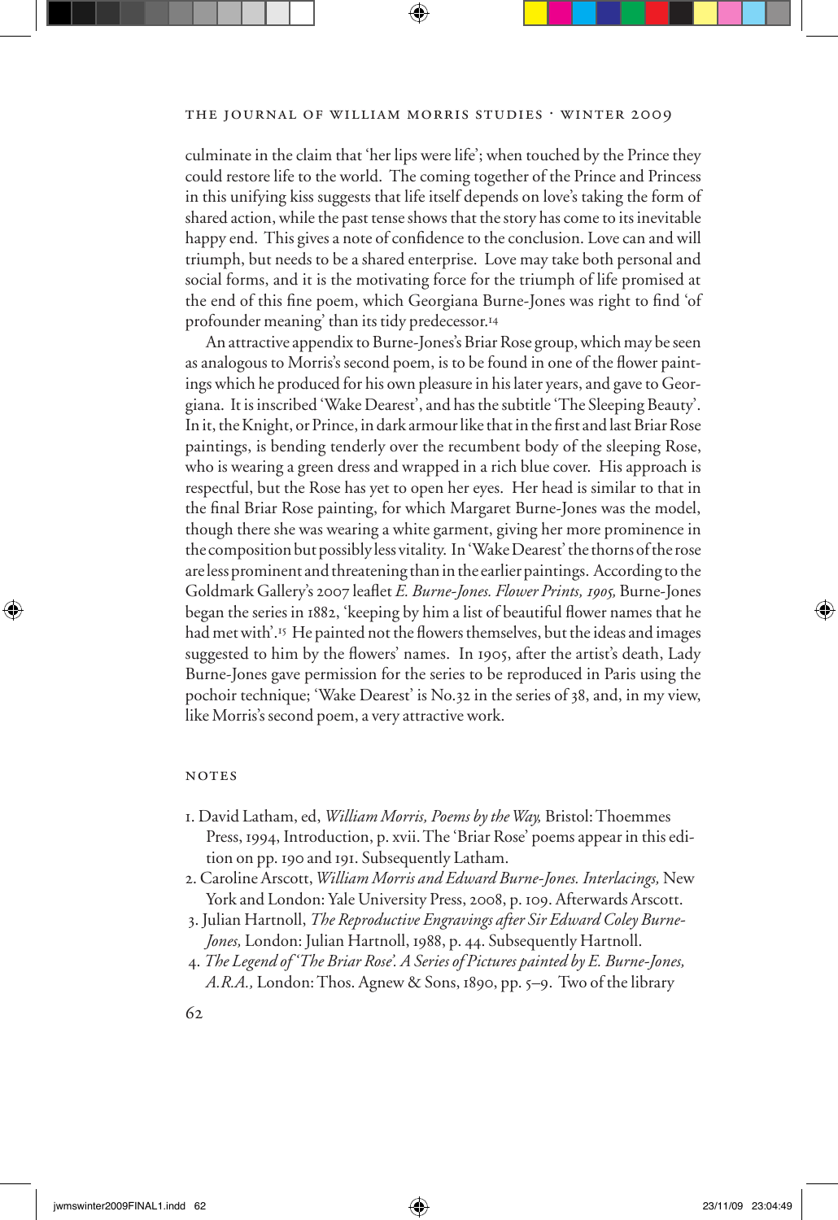culminate in the claim that 'her lips were life'; when touched by the Prince they could restore life to the world. The coming together of the Prince and Princess in this unifying kiss suggests that life itself depends on love's taking the form of shared action, while the past tense shows that the story has come to its inevitable happy end. This gives a note of confidence to the conclusion. Love can and will triumph, but needs to be a shared enterprise. Love may take both personal and social forms, and it is the motivating force for the triumph of life promised at the end of this fine poem, which Georgiana Burne-Jones was right to find 'of profounder meaning' than its tidy predecessor.[14]

An attractive appendix to Burne-Jones's Briar Rose group, which may be seen as analogous to Morris's second poem, is to be found in one of the flower paintings which he produced for his own pleasure in his later years, and gave to Georgiana. It is inscribed 'Wake Dearest', and has the subtitle 'The Sleeping Beauty'. In it, the Knight, or Prince, in dark armour like that in the first and last Briar Rose paintings, is bending tenderly over the recumbent body of the sleeping Rose, who is wearing a green dress and wrapped in a rich blue cover. His approach is respectful, but the Rose has yet to open her eyes. Her head is similar to that in the final Briar Rose painting, for which Margaret Burne-Jones was the model, though there she was wearing a white garment, giving her more prominence in the composition but possibly less vitality. In 'Wake Dearest' the thorns of the rose are less prominent and threatening than in the earlier paintings. According to the Goldmark Gallery's 2007 leaflet *E. Burne-Jones. Flower Prints, 1905,* Burne-Jones began the series in 1882, 'keeping by him a list of beautiful flower names that he had met with'.[15] He painted not the flowers themselves, but the ideas and images suggested to him by the flowers' names. In 1905, after the artist's death, Lady Burne-Jones gave permission for the series to be reproduced in Paris using the pochoir technique; 'Wake Dearest' is No.32 in the series of 38, and, in my view, like Morris's second poem, a very attractive work.

## NOTES

1. David Latham, ed, *William Morris, Poems by the Way,* Bristol: Thoemmes Press, 1994, Introduction, p. xvii. The 'Briar Rose' poems appear in this edition on pp. 190 and 191. Subsequently Latham.
2. Caroline Arscott, *William Morris and Edward Burne-Jones. Interlacings,* New York and London: Yale University Press, 2008, p. 109. Afterwards Arscott.
3. Julian Hartnoll, *The Reproductive Engravings after Sir Edward Coley Burne-Jones,* London: Julian Hartnoll, 1988, p. 44. Subsequently Hartnoll.
4. *The Legend of 'The Briar Rose'. A Series of Pictures painted by E. Burne-Jones, A.R.A.,* London: Thos. Agnew & Sons, 1890, pp. 5–9. Two of the library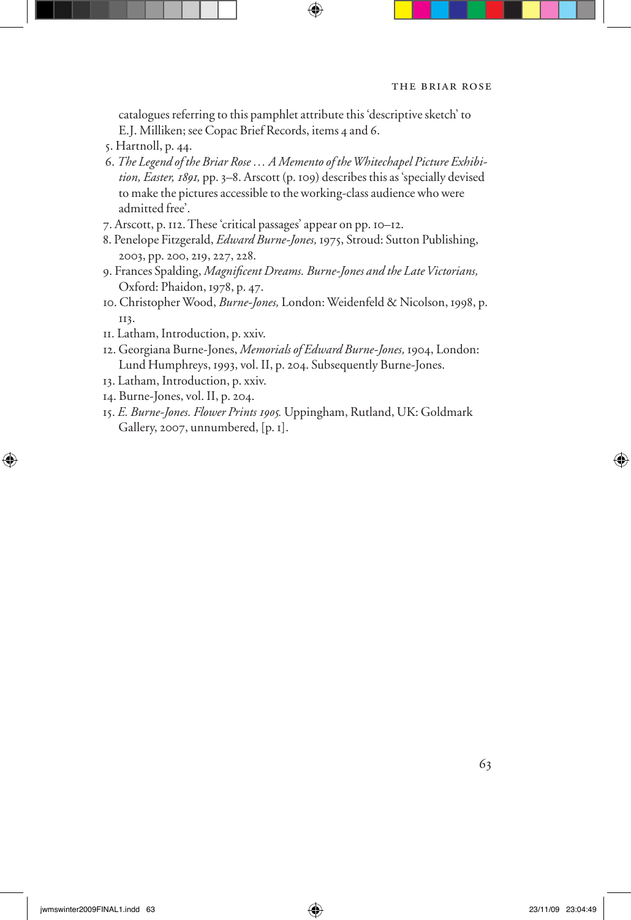catalogues referring to this pamphlet attribute this 'descriptive sketch' to E.J. Milliken; see Copac Brief Records, items 4 and 6.

5. Hartnoll, p. 44.
6. *The Legend of the Briar Rose … A Memento of the Whitechapel Picture Exhibition, Easter, 1891,* pp. 3–8. Arscott (p. 109) describes this as 'specially devised to make the pictures accessible to the working-class audience who were admitted free'.
7. Arscott, p. 112. These 'critical passages' appear on pp. 10–12.
8. Penelope Fitzgerald, *Edward Burne-Jones,* 1975, Stroud: Sutton Publishing, 2003, pp. 200, 219, 227, 228.
9. Frances Spalding, *Magnificent Dreams. Burne-Jones and the Late Victorians,* Oxford: Phaidon, 1978, p. 47.
10. Christopher Wood, *Burne-Jones,* London: Weidenfeld & Nicolson, 1998, p. 113.
11. Latham, Introduction, p. xxiv.
12. Georgiana Burne-Jones, *Memorials of Edward Burne-Jones,* 1904, London: Lund Humphreys, 1993, vol. II, p. 204. Subsequently Burne-Jones.
13. Latham, Introduction, p. xxiv.
14. Burne-Jones, vol. II, p. 204.
15. *E. Burne-Jones. Flower Prints 1905.* Uppingham, Rutland, UK: Goldmark Gallery, 2007, unnumbered, [p. 1].